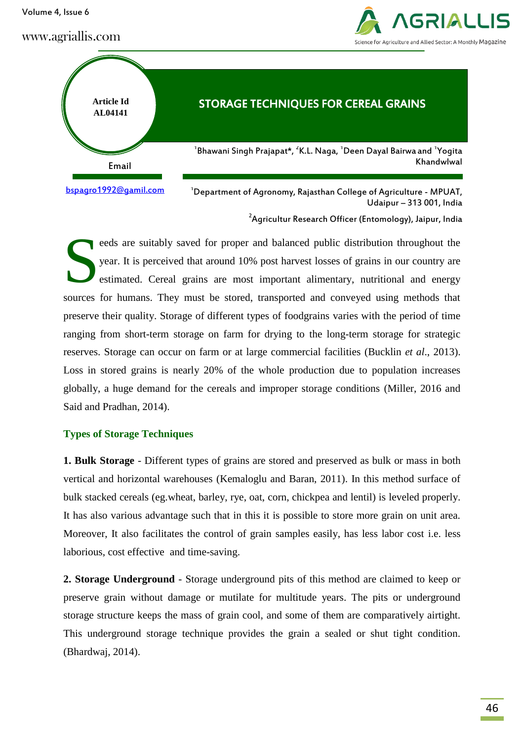Article Id AL04141

# STORAGE TECHNIQUES FOR CEREAL GRAINS

[1]Bhawani Singh Prajapat*, [2]K.L. Naga, [1]Deen Dayal Bairwa and [1]Yogita Khandwlwal

Email

bspagro1992@gamil.com

[1]Department of Agronomy, Rajasthan College of Agriculture - MPUAT, Udaipur – 313 001, India

[2]Agricultur Research Officer (Entomology), Jaipur, India

Seeds are suitably saved for proper and balanced public distribution throughout the year. It is perceived that around 10% post harvest losses of grains in our country are estimated. Cereal grains are most important alimentary, nutritional and energy sources for humans. They must be stored, transported and conveyed using methods that preserve their quality. Storage of different types of foodgrains varies with the period of time ranging from short-term storage on farm for drying to the long-term storage for strategic reserves. Storage can occur on farm or at large commercial facilities (Bucklin *et al*., 2013). Loss in stored grains is nearly 20% of the whole production due to population increases globally, a huge demand for the cereals and improper storage conditions (Miller, 2016 and Said and Pradhan, 2014).

## Types of Storage Techniques

**1. Bulk Storage** - Different types of grains are stored and preserved as bulk or mass in both vertical and horizontal warehouses (Kemaloglu and Baran, 2011). In this method surface of bulk stacked cereals (eg.wheat, barley, rye, oat, corn, chickpea and lentil) is leveled properly. It has also various advantage such that in this it is possible to store more grain on unit area. Moreover, It also facilitates the control of grain samples easily, has less labor cost i.e. less laborious, cost effective and time-saving.

**2. Storage Underground** - Storage underground pits of this method are claimed to keep or preserve grain without damage or mutilate for multitude years. The pits or underground storage structure keeps the mass of grain cool, and some of them are comparatively airtight. This underground storage technique provides the grain a sealed or shut tight condition. (Bhardwaj, 2014).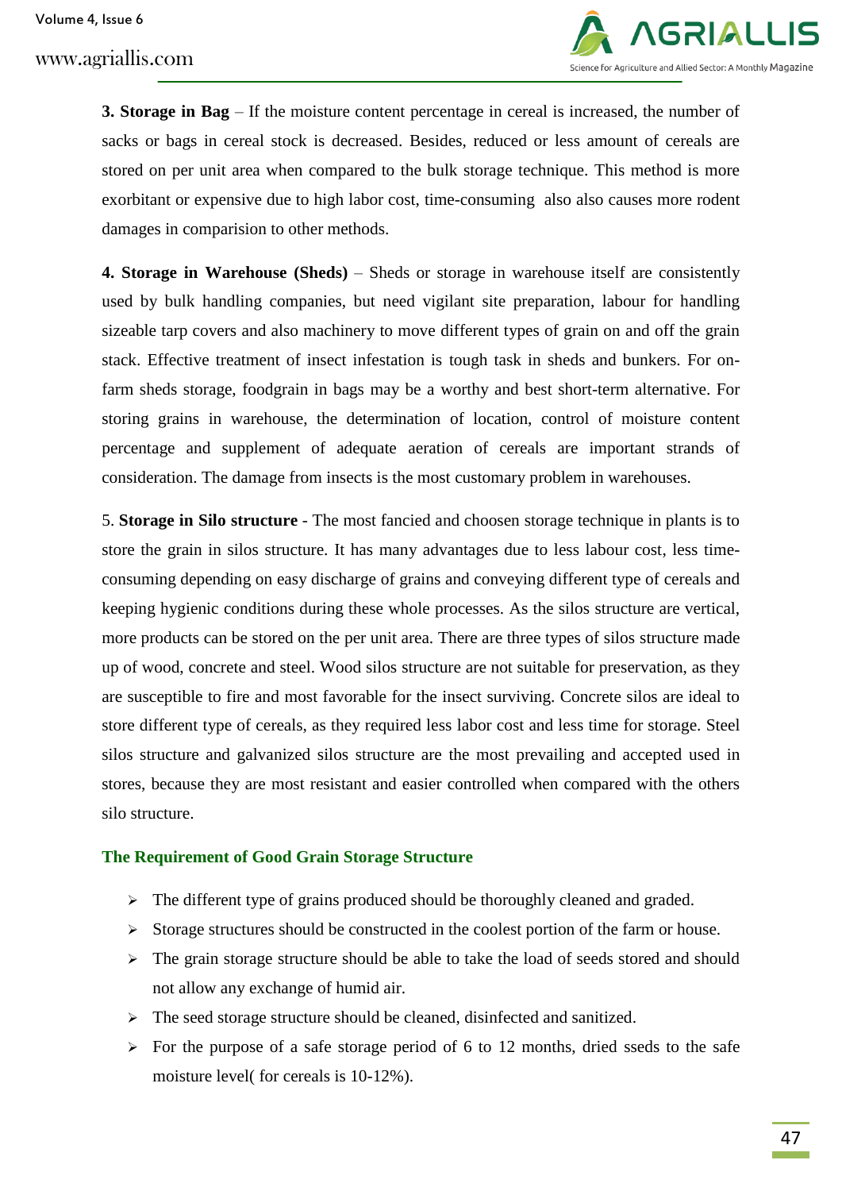**3. Storage in Bag** – If the moisture content percentage in cereal is increased, the number of sacks or bags in cereal stock is decreased. Besides, reduced or less amount of cereals are stored on per unit area when compared to the bulk storage technique. This method is more exorbitant or expensive due to high labor cost, time-consuming also also causes more rodent damages in comparision to other methods.

**4. Storage in Warehouse (Sheds)** – Sheds or storage in warehouse itself are consistently used by bulk handling companies, but need vigilant site preparation, labour for handling sizeable tarp covers and also machinery to move different types of grain on and off the grain stack. Effective treatment of insect infestation is tough task in sheds and bunkers. For on-farm sheds storage, foodgrain in bags may be a worthy and best short-term alternative. For storing grains in warehouse, the determination of location, control of moisture content percentage and supplement of adequate aeration of cereals are important strands of consideration. The damage from insects is the most customary problem in warehouses.

5. **Storage in Silo structure** - The most fancied and choosen storage technique in plants is to store the grain in silos structure. It has many advantages due to less labour cost, less time-consuming depending on easy discharge of grains and conveying different type of cereals and keeping hygienic conditions during these whole processes. As the silos structure are vertical, more products can be stored on the per unit area. There are three types of silos structure made up of wood, concrete and steel. Wood silos structure are not suitable for preservation, as they are susceptible to fire and most favorable for the insect surviving. Concrete silos are ideal to store different type of cereals, as they required less labor cost and less time for storage. Steel silos structure and galvanized silos structure are the most prevailing and accepted used in stores, because they are most resistant and easier controlled when compared with the others silo structure.

## The Requirement of Good Grain Storage Structure

- The different type of grains produced should be thoroughly cleaned and graded.
- Storage structures should be constructed in the coolest portion of the farm or house.
- The grain storage structure should be able to take the load of seeds stored and should not allow any exchange of humid air.
- The seed storage structure should be cleaned, disinfected and sanitized.
- For the purpose of a safe storage period of 6 to 12 months, dried sseds to the safe moisture level( for cereals is 10-12%).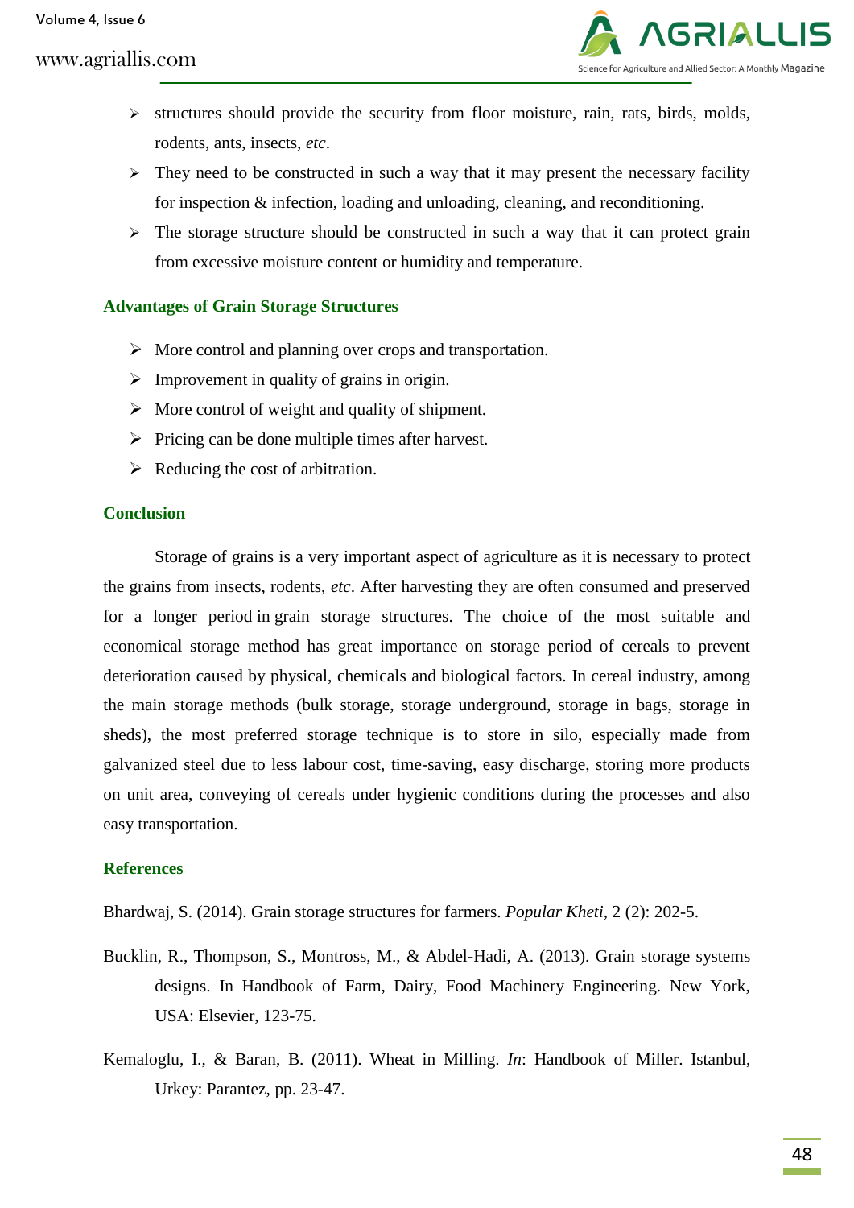- structures should provide the security from floor moisture, rain, rats, birds, molds, rodents, ants, insects, *etc*.
- They need to be constructed in such a way that it may present the necessary facility for inspection & infection, loading and unloading, cleaning, and reconditioning.
- The storage structure should be constructed in such a way that it can protect grain from excessive moisture content or humidity and temperature.

## Advantages of Grain Storage Structures

- More control and planning over crops and transportation.
- Improvement in quality of grains in origin.
- More control of weight and quality of shipment.
- Pricing can be done multiple times after harvest.
- Reducing the cost of arbitration.

## Conclusion

Storage of grains is a very important aspect of agriculture as it is necessary to protect the grains from insects, rodents, *etc*. After harvesting they are often consumed and preserved for a longer period in grain storage structures. The choice of the most suitable and economical storage method has great importance on storage period of cereals to prevent deterioration caused by physical, chemicals and biological factors. In cereal industry, among the main storage methods (bulk storage, storage underground, storage in bags, storage in sheds), the most preferred storage technique is to store in silo, especially made from galvanized steel due to less labour cost, time-saving, easy discharge, storing more products on unit area, conveying of cereals under hygienic conditions during the processes and also easy transportation.

## References

Bhardwaj, S. (2014). Grain storage structures for farmers. *Popular Kheti*, 2 (2): 202-5.

Bucklin, R., Thompson, S., Montross, M., & Abdel-Hadi, A. (2013). Grain storage systems designs. In Handbook of Farm, Dairy, Food Machinery Engineering. New York, USA: Elsevier, 123-75.

Kemaloglu, I., & Baran, B. (2011). Wheat in Milling. *In*: Handbook of Miller. Istanbul, Urkey: Parantez, pp. 23-47.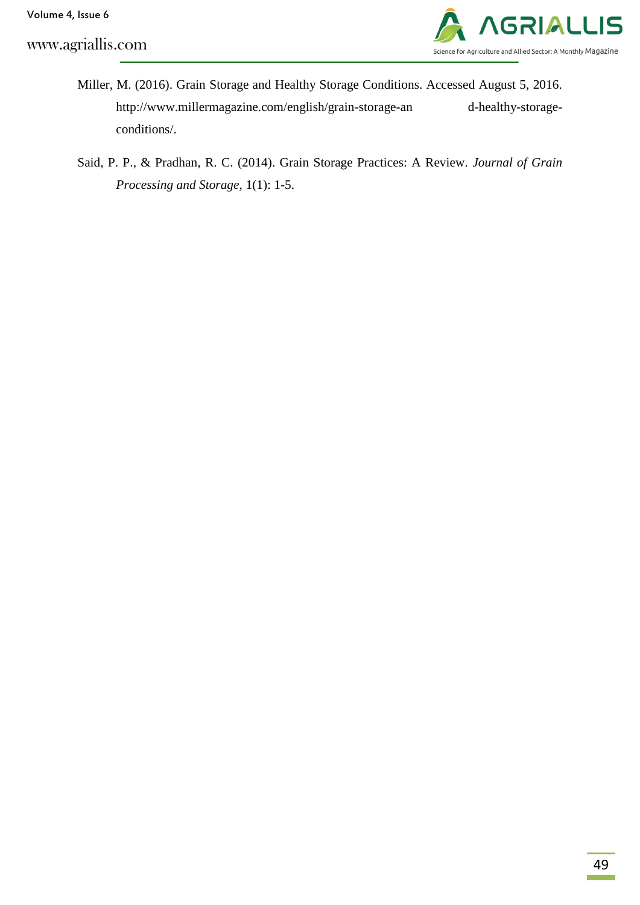Miller, M. (2016). Grain Storage and Healthy Storage Conditions. Accessed August 5, 2016. http://www.millermagazine.com/english/grain-storage-an d-healthy-storage-conditions/.

Said, P. P., & Pradhan, R. C. (2014). Grain Storage Practices: A Review. *Journal of Grain Processing and Storage*, 1(1): 1-5.